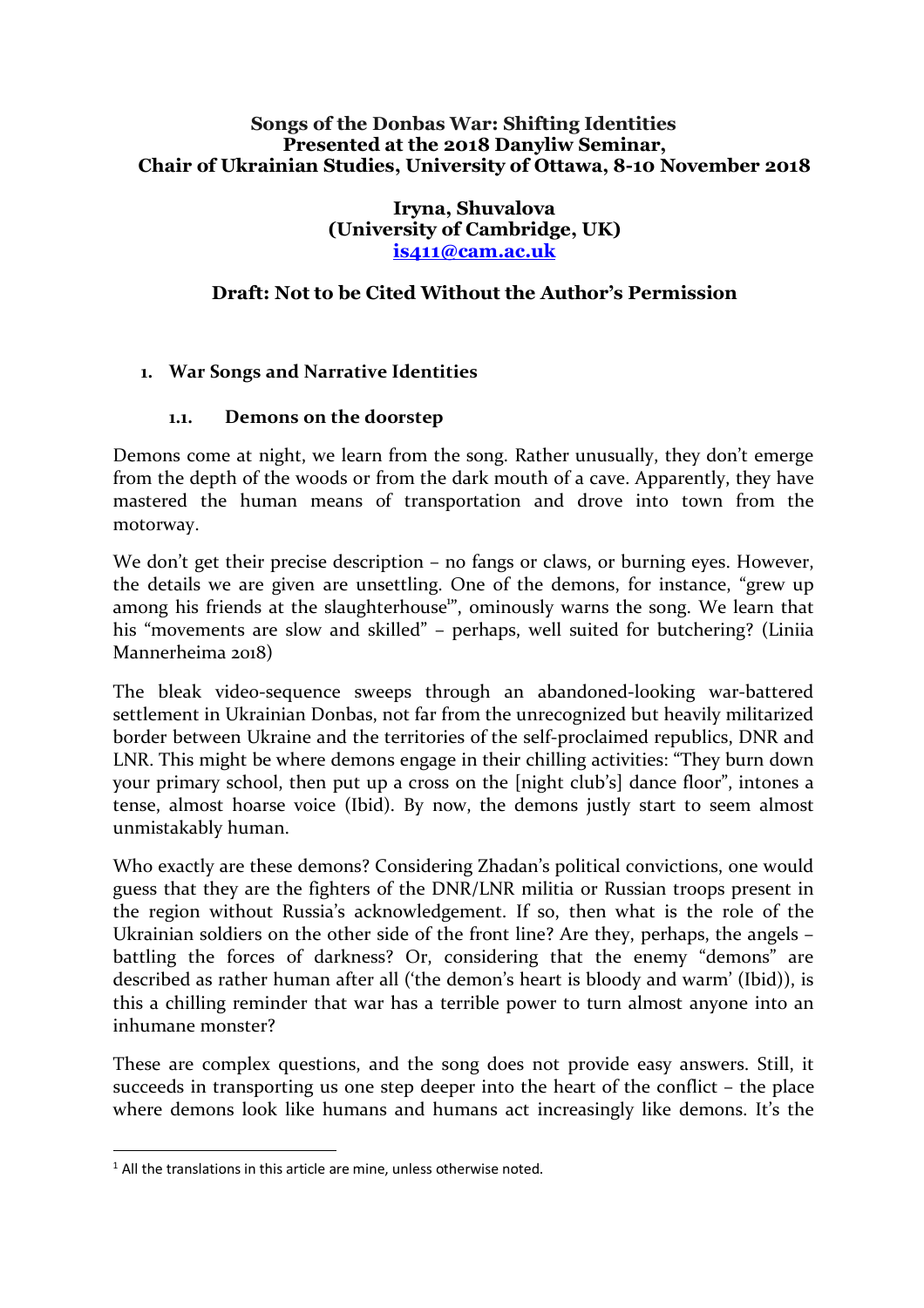**Songs of the Donbas War: Shifting Identities**
**Presented at the 2018 Danyliw Seminar,**
**Chair of Ukrainian Studies, University of Ottawa, 8-10 November 2018**

**Iryna, Shuvalova**
**(University of Cambridge, UK)**
**[is411@cam.ac.uk](mailto:is411@cam.ac.uk)**

**Draft: Not to be Cited Without the Author's Permission**

## 1. War Songs and Narrative Identities

### 1.1. Demons on the doorstep

Demons come at night, we learn from the song. Rather unusually, they don't emerge from the depth of the woods or from the dark mouth of a cave. Apparently, they have mastered the human means of transportation and drove into town from the motorway.

We don't get their precise description – no fangs or claws, or burning eyes. However, the details we are given are unsettling. One of the demons, for instance, "grew up among his friends at the slaughterhouse[1]", ominously warns the song. We learn that his "movements are slow and skilled" – perhaps, well suited for butchering? (Liniia Mannerheima 2018)

The bleak video-sequence sweeps through an abandoned-looking war-battered settlement in Ukrainian Donbas, not far from the unrecognized but heavily militarized border between Ukraine and the territories of the self-proclaimed republics, DNR and LNR. This might be where demons engage in their chilling activities: "They burn down your primary school, then put up a cross on the [night club's] dance floor", intones a tense, almost hoarse voice (Ibid). By now, the demons justly start to seem almost unmistakably human.

Who exactly are these demons? Considering Zhadan's political convictions, one would guess that they are the fighters of the DNR/LNR militia or Russian troops present in the region without Russia's acknowledgement. If so, then what is the role of the Ukrainian soldiers on the other side of the front line? Are they, perhaps, the angels – battling the forces of darkness? Or, considering that the enemy "demons" are described as rather human after all ('the demon's heart is bloody and warm' (Ibid)), is this a chilling reminder that war has a terrible power to turn almost anyone into an inhumane monster?

These are complex questions, and the song does not provide easy answers. Still, it succeeds in transporting us one step deeper into the heart of the conflict – the place where demons look like humans and humans act increasingly like demons. It's the

---

[1] All the translations in this article are mine, unless otherwise noted.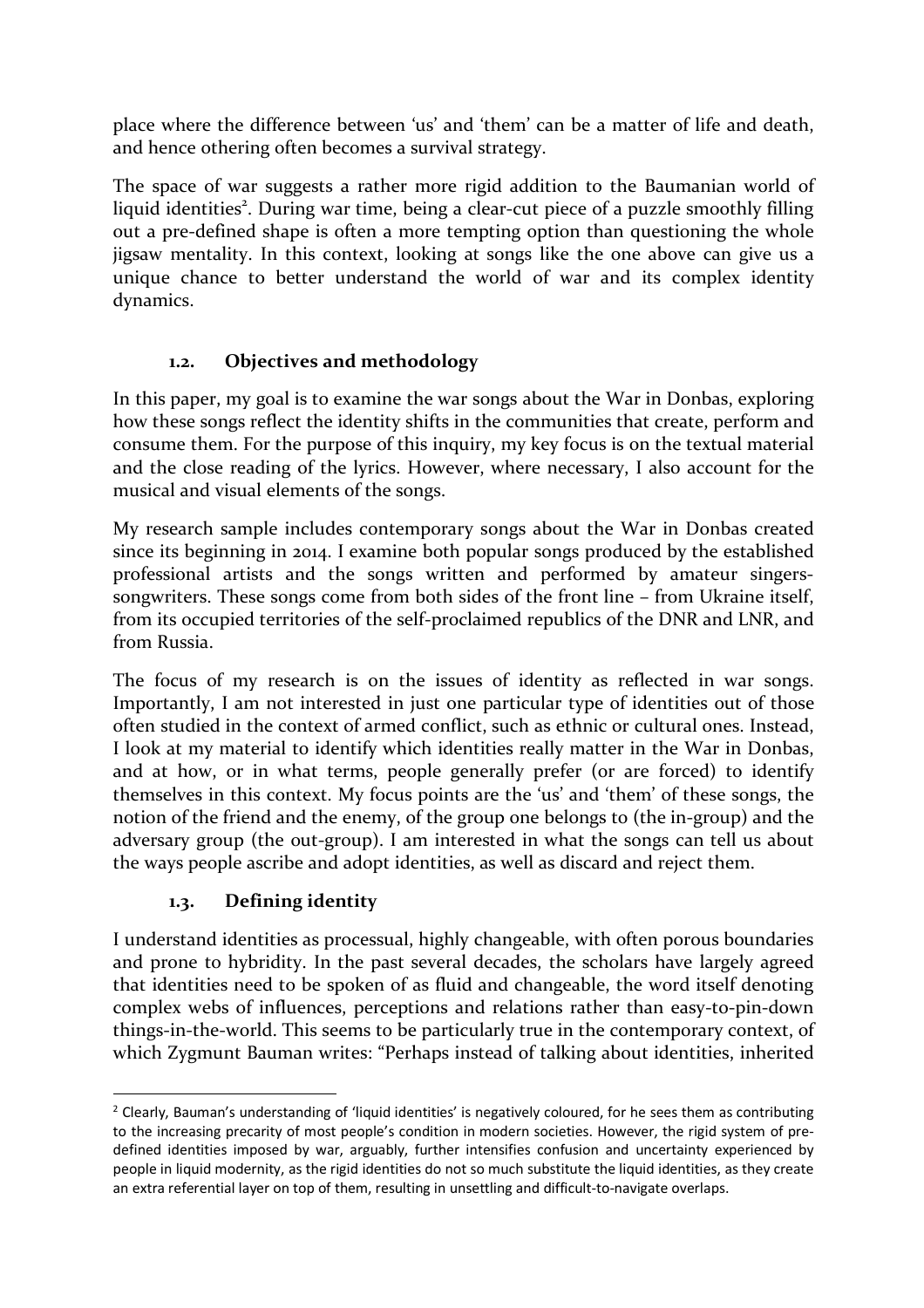place where the difference between 'us' and 'them' can be a matter of life and death, and hence othering often becomes a survival strategy.

The space of war suggests a rather more rigid addition to the Baumanian world of liquid identities[2]. During war time, being a clear-cut piece of a puzzle smoothly filling out a pre-defined shape is often a more tempting option than questioning the whole jigsaw mentality. In this context, looking at songs like the one above can give us a unique chance to better understand the world of war and its complex identity dynamics.

### 1.2. Objectives and methodology

In this paper, my goal is to examine the war songs about the War in Donbas, exploring how these songs reflect the identity shifts in the communities that create, perform and consume them. For the purpose of this inquiry, my key focus is on the textual material and the close reading of the lyrics. However, where necessary, I also account for the musical and visual elements of the songs.

My research sample includes contemporary songs about the War in Donbas created since its beginning in 2014. I examine both popular songs produced by the established professional artists and the songs written and performed by amateur singers-songwriters. These songs come from both sides of the front line – from Ukraine itself, from its occupied territories of the self-proclaimed republics of the DNR and LNR, and from Russia.

The focus of my research is on the issues of identity as reflected in war songs. Importantly, I am not interested in just one particular type of identities out of those often studied in the context of armed conflict, such as ethnic or cultural ones. Instead, I look at my material to identify which identities really matter in the War in Donbas, and at how, or in what terms, people generally prefer (or are forced) to identify themselves in this context. My focus points are the 'us' and 'them' of these songs, the notion of the friend and the enemy, of the group one belongs to (the in-group) and the adversary group (the out-group). I am interested in what the songs can tell us about the ways people ascribe and adopt identities, as well as discard and reject them.

### 1.3. Defining identity

I understand identities as processual, highly changeable, with often porous boundaries and prone to hybridity. In the past several decades, the scholars have largely agreed that identities need to be spoken of as fluid and changeable, the word itself denoting complex webs of influences, perceptions and relations rather than easy-to-pin-down things-in-the-world. This seems to be particularly true in the contemporary context, of which Zygmunt Bauman writes: "Perhaps instead of talking about identities, inherited

---

[2] Clearly, Bauman's understanding of 'liquid identities' is negatively coloured, for he sees them as contributing to the increasing precarity of most people's condition in modern societies. However, the rigid system of pre-defined identities imposed by war, arguably, further intensifies confusion and uncertainty experienced by people in liquid modernity, as the rigid identities do not so much substitute the liquid identities, as they create an extra referential layer on top of them, resulting in unsettling and difficult-to-navigate overlaps.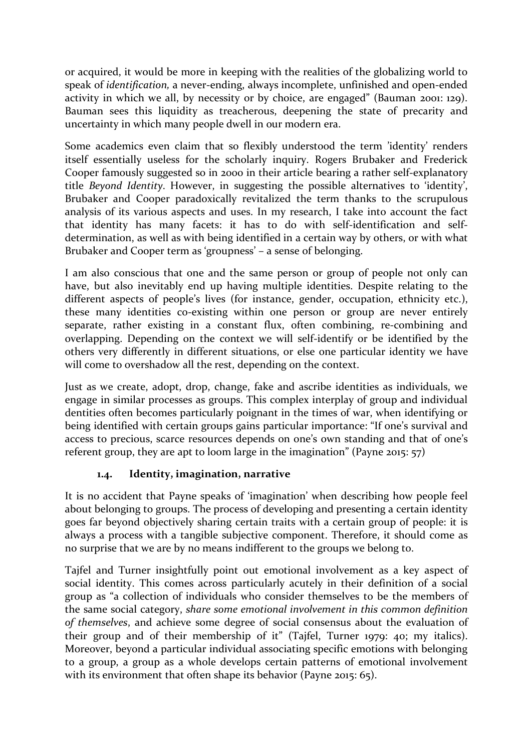or acquired, it would be more in keeping with the realities of the globalizing world to speak of *identification,* a never-ending, always incomplete, unfinished and open-ended activity in which we all, by necessity or by choice, are engaged" (Bauman 2001: 129). Bauman sees this liquidity as treacherous, deepening the state of precarity and uncertainty in which many people dwell in our modern era.

Some academics even claim that so flexibly understood the term 'identity' renders itself essentially useless for the scholarly inquiry. Rogers Brubaker and Frederick Cooper famously suggested so in 2000 in their article bearing a rather self-explanatory title *Beyond Identity*. However, in suggesting the possible alternatives to 'identity', Brubaker and Cooper paradoxically revitalized the term thanks to the scrupulous analysis of its various aspects and uses. In my research, I take into account the fact that identity has many facets: it has to do with self-identification and self-determination, as well as with being identified in a certain way by others, or with what Brubaker and Cooper term as 'groupness' – a sense of belonging.

I am also conscious that one and the same person or group of people not only can have, but also inevitably end up having multiple identities. Despite relating to the different aspects of people's lives (for instance, gender, occupation, ethnicity etc.), these many identities co-existing within one person or group are never entirely separate, rather existing in a constant flux, often combining, re-combining and overlapping. Depending on the context we will self-identify or be identified by the others very differently in different situations, or else one particular identity we have will come to overshadow all the rest, depending on the context.

Just as we create, adopt, drop, change, fake and ascribe identities as individuals, we engage in similar processes as groups. This complex interplay of group and individual dentities often becomes particularly poignant in the times of war, when identifying or being identified with certain groups gains particular importance: "If one's survival and access to precious, scarce resources depends on one's own standing and that of one's referent group, they are apt to loom large in the imagination" (Payne 2015: 57)

### 1.4. Identity, imagination, narrative

It is no accident that Payne speaks of 'imagination' when describing how people feel about belonging to groups. The process of developing and presenting a certain identity goes far beyond objectively sharing certain traits with a certain group of people: it is always a process with a tangible subjective component. Therefore, it should come as no surprise that we are by no means indifferent to the groups we belong to.

Tajfel and Turner insightfully point out emotional involvement as a key aspect of social identity. This comes across particularly acutely in their definition of a social group as "a collection of individuals who consider themselves to be the members of the same social category, *share some emotional involvement in this common definition of themselves*, and achieve some degree of social consensus about the evaluation of their group and of their membership of it" (Tajfel, Turner 1979: 40; my italics). Moreover, beyond a particular individual associating specific emotions with belonging to a group, a group as a whole develops certain patterns of emotional involvement with its environment that often shape its behavior (Payne 2015: 65).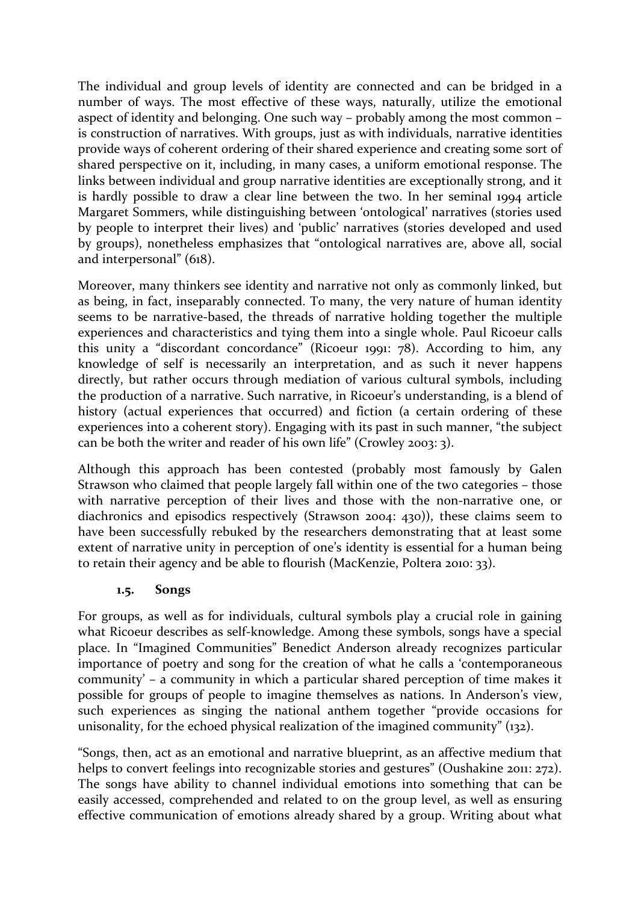The individual and group levels of identity are connected and can be bridged in a number of ways. The most effective of these ways, naturally, utilize the emotional aspect of identity and belonging. One such way – probably among the most common – is construction of narratives. With groups, just as with individuals, narrative identities provide ways of coherent ordering of their shared experience and creating some sort of shared perspective on it, including, in many cases, a uniform emotional response. The links between individual and group narrative identities are exceptionally strong, and it is hardly possible to draw a clear line between the two. In her seminal 1994 article Margaret Sommers, while distinguishing between 'ontological' narratives (stories used by people to interpret their lives) and 'public' narratives (stories developed and used by groups), nonetheless emphasizes that "ontological narratives are, above all, social and interpersonal" (618).

Moreover, many thinkers see identity and narrative not only as commonly linked, but as being, in fact, inseparably connected. To many, the very nature of human identity seems to be narrative-based, the threads of narrative holding together the multiple experiences and characteristics and tying them into a single whole. Paul Ricoeur calls this unity a "discordant concordance" (Ricoeur 1991: 78). According to him, any knowledge of self is necessarily an interpretation, and as such it never happens directly, but rather occurs through mediation of various cultural symbols, including the production of a narrative. Such narrative, in Ricoeur's understanding, is a blend of history (actual experiences that occurred) and fiction (a certain ordering of these experiences into a coherent story). Engaging with its past in such manner, "the subject can be both the writer and reader of his own life" (Crowley 2003: 3).

Although this approach has been contested (probably most famously by Galen Strawson who claimed that people largely fall within one of the two categories – those with narrative perception of their lives and those with the non-narrative one, or diachronics and episodics respectively (Strawson 2004: 430)), these claims seem to have been successfully rebuked by the researchers demonstrating that at least some extent of narrative unity in perception of one's identity is essential for a human being to retain their agency and be able to flourish (MacKenzie, Poltera 2010: 33).

### 1.5. Songs

For groups, as well as for individuals, cultural symbols play a crucial role in gaining what Ricoeur describes as self-knowledge. Among these symbols, songs have a special place. In "Imagined Communities" Benedict Anderson already recognizes particular importance of poetry and song for the creation of what he calls a 'contemporaneous community' – a community in which a particular shared perception of time makes it possible for groups of people to imagine themselves as nations. In Anderson's view, such experiences as singing the national anthem together "provide occasions for unisonality, for the echoed physical realization of the imagined community" (132).

"Songs, then, act as an emotional and narrative blueprint, as an affective medium that helps to convert feelings into recognizable stories and gestures" (Oushakine 2011: 272). The songs have ability to channel individual emotions into something that can be easily accessed, comprehended and related to on the group level, as well as ensuring effective communication of emotions already shared by a group. Writing about what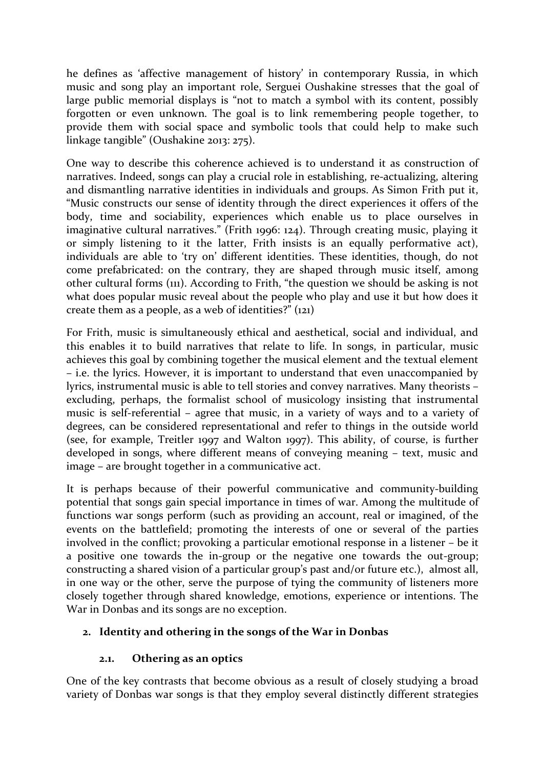he defines as 'affective management of history' in contemporary Russia, in which music and song play an important role, Serguei Oushakine stresses that the goal of large public memorial displays is "not to match a symbol with its content, possibly forgotten or even unknown. The goal is to link remembering people together, to provide them with social space and symbolic tools that could help to make such linkage tangible" (Oushakine 2013: 275).

One way to describe this coherence achieved is to understand it as construction of narratives. Indeed, songs can play a crucial role in establishing, re-actualizing, altering and dismantling narrative identities in individuals and groups. As Simon Frith put it, "Music constructs our sense of identity through the direct experiences it offers of the body, time and sociability, experiences which enable us to place ourselves in imaginative cultural narratives." (Frith 1996: 124). Through creating music, playing it or simply listening to it the latter, Frith insists is an equally performative act), individuals are able to 'try on' different identities. These identities, though, do not come prefabricated: on the contrary, they are shaped through music itself, among other cultural forms (111). According to Frith, "the question we should be asking is not what does popular music reveal about the people who play and use it but how does it create them as a people, as a web of identities?" (121)

For Frith, music is simultaneously ethical and aesthetical, social and individual, and this enables it to build narratives that relate to life. In songs, in particular, music achieves this goal by combining together the musical element and the textual element – i.e. the lyrics. However, it is important to understand that even unaccompanied by lyrics, instrumental music is able to tell stories and convey narratives. Many theorists – excluding, perhaps, the formalist school of musicology insisting that instrumental music is self-referential – agree that music, in a variety of ways and to a variety of degrees, can be considered representational and refer to things in the outside world (see, for example, Treitler 1997 and Walton 1997). This ability, of course, is further developed in songs, where different means of conveying meaning – text, music and image – are brought together in a communicative act.

It is perhaps because of their powerful communicative and community-building potential that songs gain special importance in times of war. Among the multitude of functions war songs perform (such as providing an account, real or imagined, of the events on the battlefield; promoting the interests of one or several of the parties involved in the conflict; provoking a particular emotional response in a listener – be it a positive one towards the in-group or the negative one towards the out-group; constructing a shared vision of a particular group's past and/or future etc.), almost all, in one way or the other, serve the purpose of tying the community of listeners more closely together through shared knowledge, emotions, experience or intentions. The War in Donbas and its songs are no exception.

## 2. Identity and othering in the songs of the War in Donbas

### 2.1. Othering as an optics

One of the key contrasts that become obvious as a result of closely studying a broad variety of Donbas war songs is that they employ several distinctly different strategies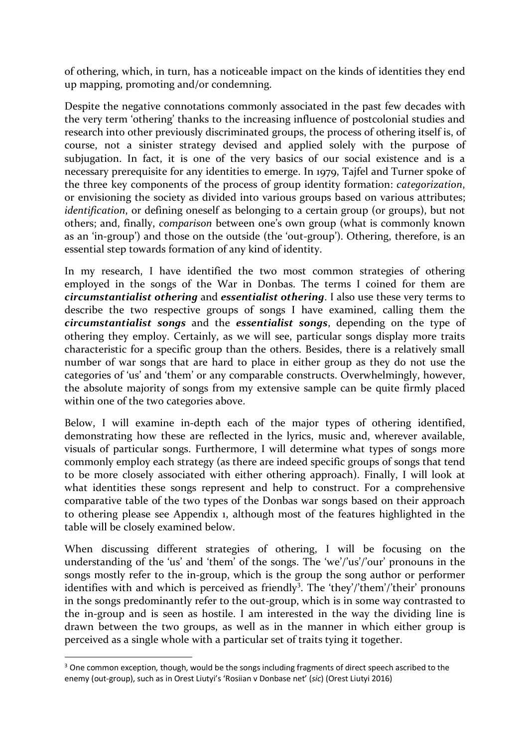of othering, which, in turn, has a noticeable impact on the kinds of identities they end up mapping, promoting and/or condemning.

Despite the negative connotations commonly associated in the past few decades with the very term 'othering' thanks to the increasing influence of postcolonial studies and research into other previously discriminated groups, the process of othering itself is, of course, not a sinister strategy devised and applied solely with the purpose of subjugation. In fact, it is one of the very basics of our social existence and is a necessary prerequisite for any identities to emerge. In 1979, Tajfel and Turner spoke of the three key components of the process of group identity formation: *categorization*, or envisioning the society as divided into various groups based on various attributes; *identification*, or defining oneself as belonging to a certain group (or groups), but not others; and, finally, *comparison* between one's own group (what is commonly known as an 'in-group') and those on the outside (the 'out-group'). Othering, therefore, is an essential step towards formation of any kind of identity.

In my research, I have identified the two most common strategies of othering employed in the songs of the War in Donbas. The terms I coined for them are ***circumstantialist othering*** and ***essentialist othering***. I also use these very terms to describe the two respective groups of songs I have examined, calling them the ***circumstantialist songs*** and the ***essentialist songs***, depending on the type of othering they employ. Certainly, as we will see, particular songs display more traits characteristic for a specific group than the others. Besides, there is a relatively small number of war songs that are hard to place in either group as they do not use the categories of 'us' and 'them' or any comparable constructs. Overwhelmingly, however, the absolute majority of songs from my extensive sample can be quite firmly placed within one of the two categories above.

Below, I will examine in-depth each of the major types of othering identified, demonstrating how these are reflected in the lyrics, music and, wherever available, visuals of particular songs. Furthermore, I will determine what types of songs more commonly employ each strategy (as there are indeed specific groups of songs that tend to be more closely associated with either othering approach). Finally, I will look at what identities these songs represent and help to construct. For a comprehensive comparative table of the two types of the Donbas war songs based on their approach to othering please see Appendix 1, although most of the features highlighted in the table will be closely examined below.

When discussing different strategies of othering, I will be focusing on the understanding of the 'us' and 'them' of the songs. The 'we'/'us'/'our' pronouns in the songs mostly refer to the in-group, which is the group the song author or performer identifies with and which is perceived as friendly[3]. The 'they'/'them'/'their' pronouns in the songs predominantly refer to the out-group, which is in some way contrasted to the in-group and is seen as hostile. I am interested in the way the dividing line is drawn between the two groups, as well as in the manner in which either group is perceived as a single whole with a particular set of traits tying it together.

[3] One common exception, though, would be the songs including fragments of direct speech ascribed to the enemy (out-group), such as in Orest Liutyi's 'Rosiian v Donbase net' (*sic*) (Orest Liutyi 2016)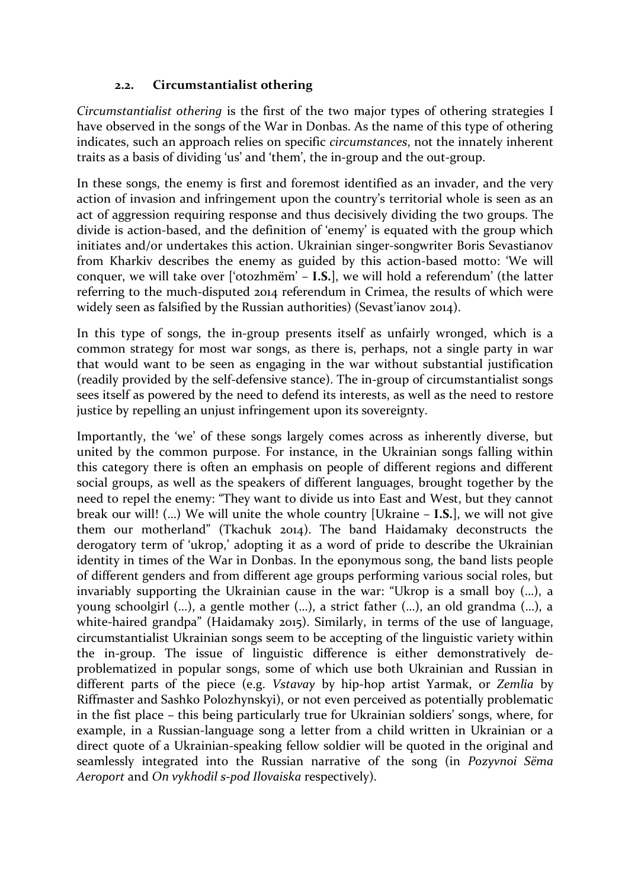### 2.2. Circumstantialist othering

*Circumstantialist othering* is the first of the two major types of othering strategies I have observed in the songs of the War in Donbas. As the name of this type of othering indicates, such an approach relies on specific *circumstances*, not the innately inherent traits as a basis of dividing 'us' and 'them', the in-group and the out-group.

In these songs, the enemy is first and foremost identified as an invader, and the very action of invasion and infringement upon the country's territorial whole is seen as an act of aggression requiring response and thus decisively dividing the two groups. The divide is action-based, and the definition of 'enemy' is equated with the group which initiates and/or undertakes this action. Ukrainian singer-songwriter Boris Sevastianov from Kharkiv describes the enemy as guided by this action-based motto: 'We will conquer, we will take over ['otozhmëm' – **I.S.**], we will hold a referendum' (the latter referring to the much-disputed 2014 referendum in Crimea, the results of which were widely seen as falsified by the Russian authorities) (Sevast'ianov 2014).

In this type of songs, the in-group presents itself as unfairly wronged, which is a common strategy for most war songs, as there is, perhaps, not a single party in war that would want to be seen as engaging in the war without substantial justification (readily provided by the self-defensive stance). The in-group of circumstantialist songs sees itself as powered by the need to defend its interests, as well as the need to restore justice by repelling an unjust infringement upon its sovereignty.

Importantly, the 'we' of these songs largely comes across as inherently diverse, but united by the common purpose. For instance, in the Ukrainian songs falling within this category there is often an emphasis on people of different regions and different social groups, as well as the speakers of different languages, brought together by the need to repel the enemy: "They want to divide us into East and West, but they cannot break our will! (…) We will unite the whole country [Ukraine – **I.S.**], we will not give them our motherland" (Tkachuk 2014). The band Haidamaky deconstructs the derogatory term of 'ukrop,' adopting it as a word of pride to describe the Ukrainian identity in times of the War in Donbas. In the eponymous song, the band lists people of different genders and from different age groups performing various social roles, but invariably supporting the Ukrainian cause in the war: "Ukrop is a small boy (…), a young schoolgirl (…), a gentle mother (…), a strict father (…), an old grandma (…), a white-haired grandpa" (Haidamaky 2015). Similarly, in terms of the use of language, circumstantialist Ukrainian songs seem to be accepting of the linguistic variety within the in-group. The issue of linguistic difference is either demonstratively de-problematized in popular songs, some of which use both Ukrainian and Russian in different parts of the piece (e.g. *Vstavay* by hip-hop artist Yarmak, or *Zemlia* by Riffmaster and Sashko Polozhynskyi), or not even perceived as potentially problematic in the fist place – this being particularly true for Ukrainian soldiers' songs, where, for example, in a Russian-language song a letter from a child written in Ukrainian or a direct quote of a Ukrainian-speaking fellow soldier will be quoted in the original and seamlessly integrated into the Russian narrative of the song (in *Pozyvnoi Sëma Aeroport* and *On vykhodil s-pod Ilovaiska* respectively).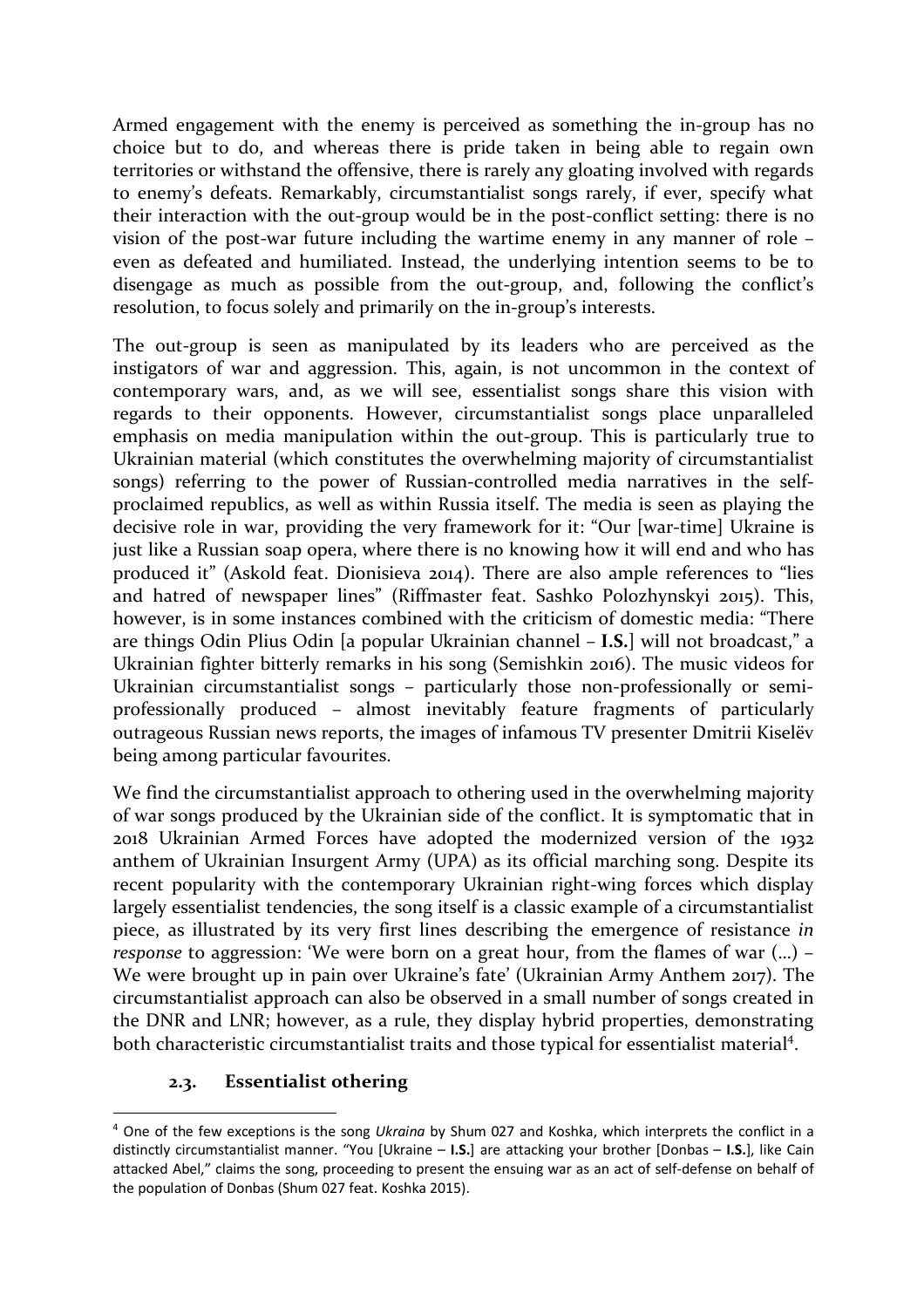Armed engagement with the enemy is perceived as something the in-group has no choice but to do, and whereas there is pride taken in being able to regain own territories or withstand the offensive, there is rarely any gloating involved with regards to enemy's defeats. Remarkably, circumstantialist songs rarely, if ever, specify what their interaction with the out-group would be in the post-conflict setting: there is no vision of the post-war future including the wartime enemy in any manner of role – even as defeated and humiliated. Instead, the underlying intention seems to be to disengage as much as possible from the out-group, and, following the conflict's resolution, to focus solely and primarily on the in-group's interests.

The out-group is seen as manipulated by its leaders who are perceived as the instigators of war and aggression. This, again, is not uncommon in the context of contemporary wars, and, as we will see, essentialist songs share this vision with regards to their opponents. However, circumstantialist songs place unparalleled emphasis on media manipulation within the out-group. This is particularly true to Ukrainian material (which constitutes the overwhelming majority of circumstantialist songs) referring to the power of Russian-controlled media narratives in the self-proclaimed republics, as well as within Russia itself. The media is seen as playing the decisive role in war, providing the very framework for it: "Our [war-time] Ukraine is just like a Russian soap opera, where there is no knowing how it will end and who has produced it" (Askold feat. Dionisieva 2014). There are also ample references to "lies and hatred of newspaper lines" (Riffmaster feat. Sashko Polozhynskyi 2015). This, however, is in some instances combined with the criticism of domestic media: "There are things Odin Plius Odin [a popular Ukrainian channel – **I.S.**] will not broadcast," a Ukrainian fighter bitterly remarks in his song (Semishkin 2016). The music videos for Ukrainian circumstantialist songs – particularly those non-professionally or semi-professionally produced – almost inevitably feature fragments of particularly outrageous Russian news reports, the images of infamous TV presenter Dmitrii Kiselëv being among particular favourites.

We find the circumstantialist approach to othering used in the overwhelming majority of war songs produced by the Ukrainian side of the conflict. It is symptomatic that in 2018 Ukrainian Armed Forces have adopted the modernized version of the 1932 anthem of Ukrainian Insurgent Army (UPA) as its official marching song. Despite its recent popularity with the contemporary Ukrainian right-wing forces which display largely essentialist tendencies, the song itself is a classic example of a circumstantialist piece, as illustrated by its very first lines describing the emergence of resistance *in response* to aggression: 'We were born on a great hour, from the flames of war (…) – We were brought up in pain over Ukraine's fate' (Ukrainian Army Anthem 2017). The circumstantialist approach can also be observed in a small number of songs created in the DNR and LNR; however, as a rule, they display hybrid properties, demonstrating both characteristic circumstantialist traits and those typical for essentialist material[4].

### 2.3. Essentialist othering

[4] One of the few exceptions is the song *Ukraina* by Shum 027 and Koshka, which interprets the conflict in a distinctly circumstantialist manner. "You [Ukraine – **I.S.**] are attacking your brother [Donbas – **I.S.**], like Cain attacked Abel," claims the song, proceeding to present the ensuing war as an act of self-defense on behalf of the population of Donbas (Shum 027 feat. Koshka 2015).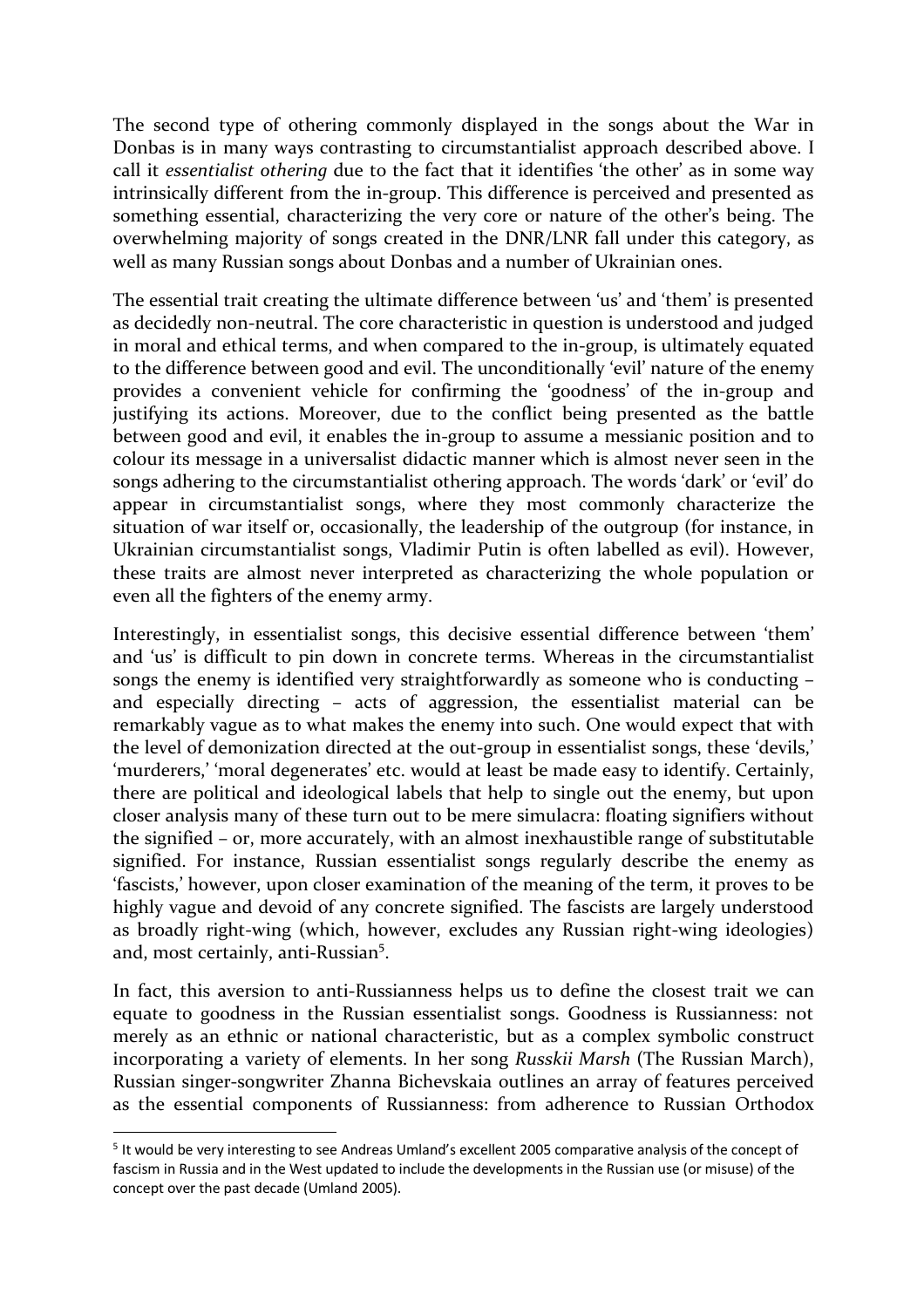The second type of othering commonly displayed in the songs about the War in Donbas is in many ways contrasting to circumstantialist approach described above. I call it *essentialist othering* due to the fact that it identifies 'the other' as in some way intrinsically different from the in-group. This difference is perceived and presented as something essential, characterizing the very core or nature of the other's being. The overwhelming majority of songs created in the DNR/LNR fall under this category, as well as many Russian songs about Donbas and a number of Ukrainian ones.

The essential trait creating the ultimate difference between 'us' and 'them' is presented as decidedly non-neutral. The core characteristic in question is understood and judged in moral and ethical terms, and when compared to the in-group, is ultimately equated to the difference between good and evil. The unconditionally 'evil' nature of the enemy provides a convenient vehicle for confirming the 'goodness' of the in-group and justifying its actions. Moreover, due to the conflict being presented as the battle between good and evil, it enables the in-group to assume a messianic position and to colour its message in a universalist didactic manner which is almost never seen in the songs adhering to the circumstantialist othering approach. The words 'dark' or 'evil' do appear in circumstantialist songs, where they most commonly characterize the situation of war itself or, occasionally, the leadership of the outgroup (for instance, in Ukrainian circumstantialist songs, Vladimir Putin is often labelled as evil). However, these traits are almost never interpreted as characterizing the whole population or even all the fighters of the enemy army.

Interestingly, in essentialist songs, this decisive essential difference between 'them' and 'us' is difficult to pin down in concrete terms. Whereas in the circumstantialist songs the enemy is identified very straightforwardly as someone who is conducting – and especially directing – acts of aggression, the essentialist material can be remarkably vague as to what makes the enemy into such. One would expect that with the level of demonization directed at the out-group in essentialist songs, these 'devils,' 'murderers,' 'moral degenerates' etc. would at least be made easy to identify. Certainly, there are political and ideological labels that help to single out the enemy, but upon closer analysis many of these turn out to be mere simulacra: floating signifiers without the signified – or, more accurately, with an almost inexhaustible range of substitutable signified. For instance, Russian essentialist songs regularly describe the enemy as 'fascists,' however, upon closer examination of the meaning of the term, it proves to be highly vague and devoid of any concrete signified. The fascists are largely understood as broadly right-wing (which, however, excludes any Russian right-wing ideologies) and, most certainly, anti-Russian[5].

In fact, this aversion to anti-Russianness helps us to define the closest trait we can equate to goodness in the Russian essentialist songs. Goodness is Russianness: not merely as an ethnic or national characteristic, but as a complex symbolic construct incorporating a variety of elements. In her song *Russkii Marsh* (The Russian March), Russian singer-songwriter Zhanna Bichevskaia outlines an array of features perceived as the essential components of Russianness: from adherence to Russian Orthodox

[5] It would be very interesting to see Andreas Umland's excellent 2005 comparative analysis of the concept of fascism in Russia and in the West updated to include the developments in the Russian use (or misuse) of the concept over the past decade (Umland 2005).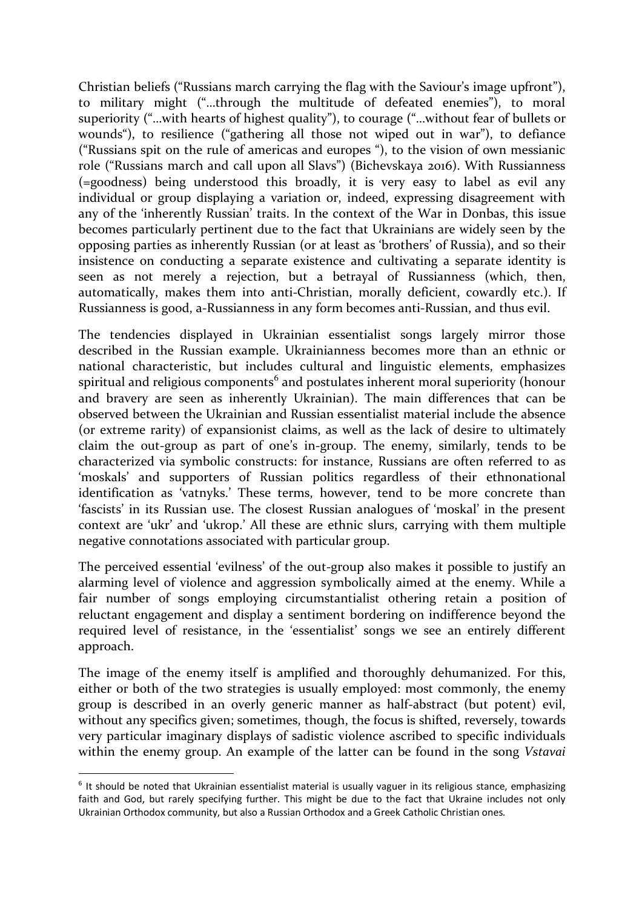Christian beliefs ("Russians march carrying the flag with the Saviour's image upfront"), to military might ("...through the multitude of defeated enemies"), to moral superiority ("...with hearts of highest quality"), to courage ("...without fear of bullets or wounds"), to resilience ("gathering all those not wiped out in war"), to defiance ("Russians spit on the rule of americas and europes "), to the vision of own messianic role ("Russians march and call upon all Slavs") (Bichevskaya 2016). With Russianness (=goodness) being understood this broadly, it is very easy to label as evil any individual or group displaying a variation or, indeed, expressing disagreement with any of the 'inherently Russian' traits. In the context of the War in Donbas, this issue becomes particularly pertinent due to the fact that Ukrainians are widely seen by the opposing parties as inherently Russian (or at least as 'brothers' of Russia), and so their insistence on conducting a separate existence and cultivating a separate identity is seen as not merely a rejection, but a betrayal of Russianness (which, then, automatically, makes them into anti-Christian, morally deficient, cowardly etc.). If Russianness is good, a-Russianness in any form becomes anti-Russian, and thus evil.

The tendencies displayed in Ukrainian essentialist songs largely mirror those described in the Russian example. Ukrainianness becomes more than an ethnic or national characteristic, but includes cultural and linguistic elements, emphasizes spiritual and religious components[6] and postulates inherent moral superiority (honour and bravery are seen as inherently Ukrainian). The main differences that can be observed between the Ukrainian and Russian essentialist material include the absence (or extreme rarity) of expansionist claims, as well as the lack of desire to ultimately claim the out-group as part of one's in-group. The enemy, similarly, tends to be characterized via symbolic constructs: for instance, Russians are often referred to as 'moskals' and supporters of Russian politics regardless of their ethnonational identification as 'vatnyks.' These terms, however, tend to be more concrete than 'fascists' in its Russian use. The closest Russian analogues of 'moskal' in the present context are 'ukr' and 'ukrop.' All these are ethnic slurs, carrying with them multiple negative connotations associated with particular group.

The perceived essential 'evilness' of the out-group also makes it possible to justify an alarming level of violence and aggression symbolically aimed at the enemy. While a fair number of songs employing circumstantialist othering retain a position of reluctant engagement and display a sentiment bordering on indifference beyond the required level of resistance, in the 'essentialist' songs we see an entirely different approach.

The image of the enemy itself is amplified and thoroughly dehumanized. For this, either or both of the two strategies is usually employed: most commonly, the enemy group is described in an overly generic manner as half-abstract (but potent) evil, without any specifics given; sometimes, though, the focus is shifted, reversely, towards very particular imaginary displays of sadistic violence ascribed to specific individuals within the enemy group. An example of the latter can be found in the song *Vstavai*

[6] It should be noted that Ukrainian essentialist material is usually vaguer in its religious stance, emphasizing faith and God, but rarely specifying further. This might be due to the fact that Ukraine includes not only Ukrainian Orthodox community, but also a Russian Orthodox and a Greek Catholic Christian ones.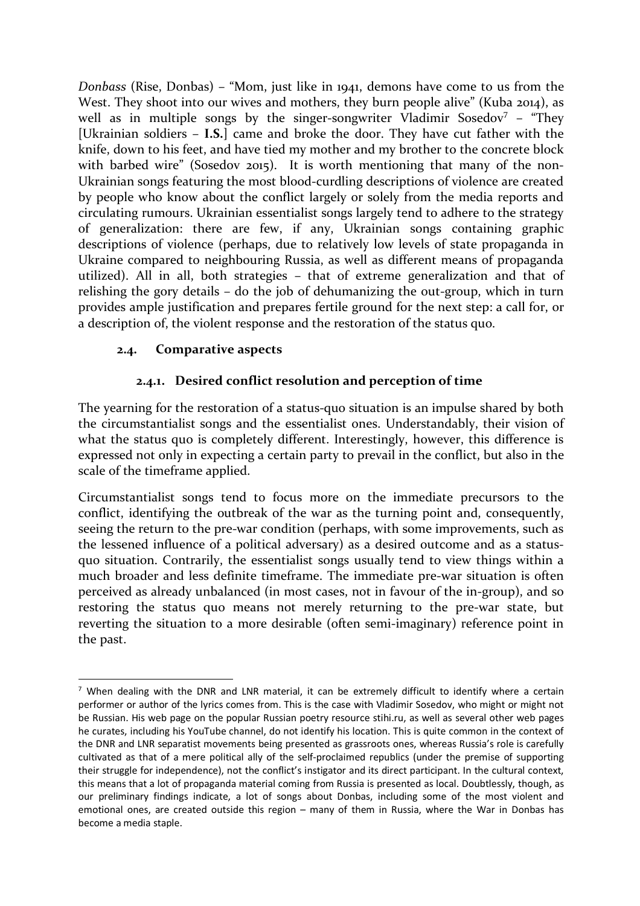*Donbass* (Rise, Donbas) – "Mom, just like in 1941, demons have come to us from the West. They shoot into our wives and mothers, they burn people alive" (Kuba 2014), as well as in multiple songs by the singer-songwriter Vladimir Sosedov[7] – "They [Ukrainian soldiers – **I.S.**] came and broke the door. They have cut father with the knife, down to his feet, and have tied my mother and my brother to the concrete block with barbed wire" (Sosedov 2015). It is worth mentioning that many of the non-Ukrainian songs featuring the most blood-curdling descriptions of violence are created by people who know about the conflict largely or solely from the media reports and circulating rumours. Ukrainian essentialist songs largely tend to adhere to the strategy of generalization: there are few, if any, Ukrainian songs containing graphic descriptions of violence (perhaps, due to relatively low levels of state propaganda in Ukraine compared to neighbouring Russia, as well as different means of propaganda utilized). All in all, both strategies – that of extreme generalization and that of relishing the gory details – do the job of dehumanizing the out-group, which in turn provides ample justification and prepares fertile ground for the next step: a call for, or a description of, the violent response and the restoration of the status quo.

### 2.4. Comparative aspects

#### 2.4.1. Desired conflict resolution and perception of time

The yearning for the restoration of a status-quo situation is an impulse shared by both the circumstantialist songs and the essentialist ones. Understandably, their vision of what the status quo is completely different. Interestingly, however, this difference is expressed not only in expecting a certain party to prevail in the conflict, but also in the scale of the timeframe applied.

Circumstantialist songs tend to focus more on the immediate precursors to the conflict, identifying the outbreak of the war as the turning point and, consequently, seeing the return to the pre-war condition (perhaps, with some improvements, such as the lessened influence of a political adversary) as a desired outcome and as a status-quo situation. Contrarily, the essentialist songs usually tend to view things within a much broader and less definite timeframe. The immediate pre-war situation is often perceived as already unbalanced (in most cases, not in favour of the in-group), and so restoring the status quo means not merely returning to the pre-war state, but reverting the situation to a more desirable (often semi-imaginary) reference point in the past.

[7] When dealing with the DNR and LNR material, it can be extremely difficult to identify where a certain performer or author of the lyrics comes from. This is the case with Vladimir Sosedov, who might or might not be Russian. His web page on the popular Russian poetry resource stihi.ru, as well as several other web pages he curates, including his YouTube channel, do not identify his location. This is quite common in the context of the DNR and LNR separatist movements being presented as grassroots ones, whereas Russia's role is carefully cultivated as that of a mere political ally of the self-proclaimed republics (under the premise of supporting their struggle for independence), not the conflict's instigator and its direct participant. In the cultural context, this means that a lot of propaganda material coming from Russia is presented as local. Doubtlessly, though, as our preliminary findings indicate, a lot of songs about Donbas, including some of the most violent and emotional ones, are created outside this region – many of them in Russia, where the War in Donbas has become a media staple.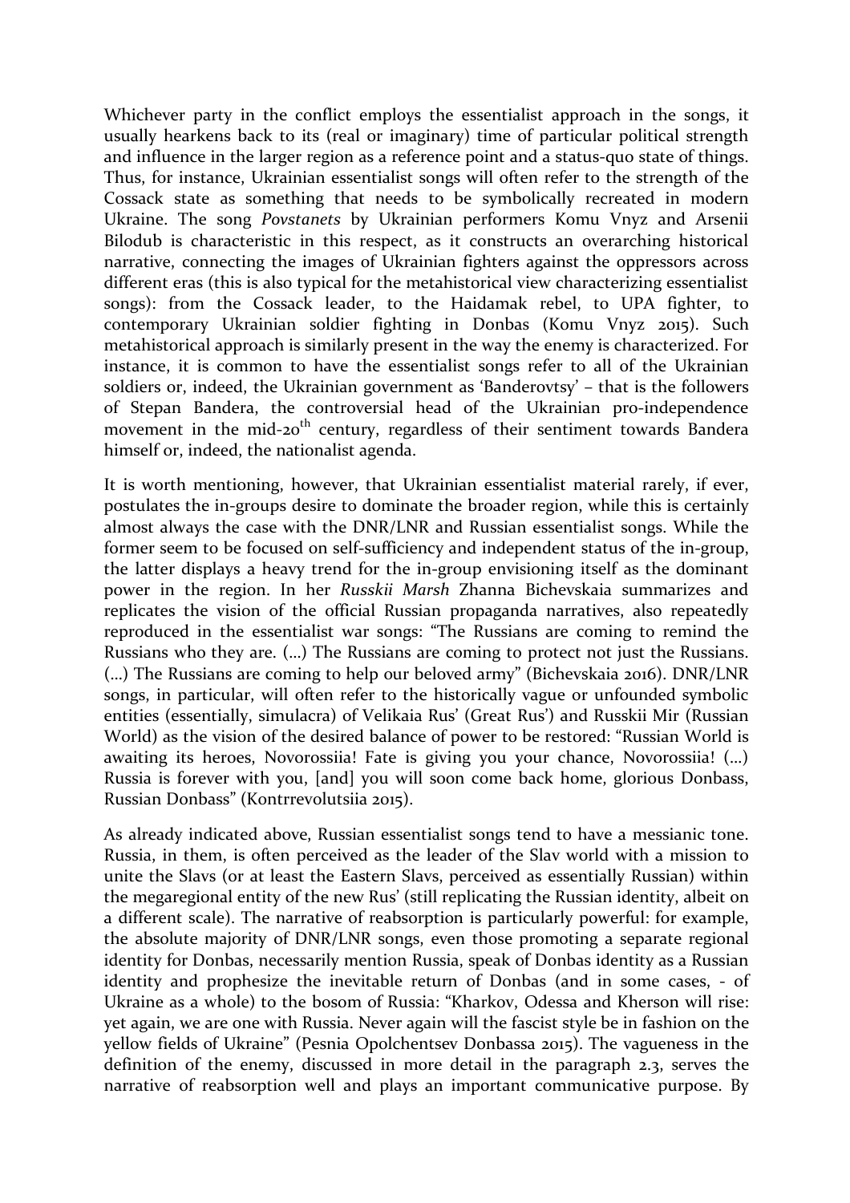Whichever party in the conflict employs the essentialist approach in the songs, it usually hearkens back to its (real or imaginary) time of particular political strength and influence in the larger region as a reference point and a status-quo state of things. Thus, for instance, Ukrainian essentialist songs will often refer to the strength of the Cossack state as something that needs to be symbolically recreated in modern Ukraine. The song *Povstanets* by Ukrainian performers Komu Vnyz and Arsenii Bilodub is characteristic in this respect, as it constructs an overarching historical narrative, connecting the images of Ukrainian fighters against the oppressors across different eras (this is also typical for the metahistorical view characterizing essentialist songs): from the Cossack leader, to the Haidamak rebel, to UPA fighter, to contemporary Ukrainian soldier fighting in Donbas (Komu Vnyz 2015). Such metahistorical approach is similarly present in the way the enemy is characterized. For instance, it is common to have the essentialist songs refer to all of the Ukrainian soldiers or, indeed, the Ukrainian government as 'Banderovtsy' – that is the followers of Stepan Bandera, the controversial head of the Ukrainian pro-independence movement in the mid-20th century, regardless of their sentiment towards Bandera himself or, indeed, the nationalist agenda.

It is worth mentioning, however, that Ukrainian essentialist material rarely, if ever, postulates the in-groups desire to dominate the broader region, while this is certainly almost always the case with the DNR/LNR and Russian essentialist songs. While the former seem to be focused on self-sufficiency and independent status of the in-group, the latter displays a heavy trend for the in-group envisioning itself as the dominant power in the region. In her *Russkii Marsh* Zhanna Bichevskaia summarizes and replicates the vision of the official Russian propaganda narratives, also repeatedly reproduced in the essentialist war songs: "The Russians are coming to remind the Russians who they are. (…) The Russians are coming to protect not just the Russians. (…) The Russians are coming to help our beloved army" (Bichevskaia 2016). DNR/LNR songs, in particular, will often refer to the historically vague or unfounded symbolic entities (essentially, simulacra) of Velikaia Rus' (Great Rus') and Russkii Mir (Russian World) as the vision of the desired balance of power to be restored: "Russian World is awaiting its heroes, Novorossiia! Fate is giving you your chance, Novorossiia! (…) Russia is forever with you, [and] you will soon come back home, glorious Donbass, Russian Donbass" (Kontrrevolutsiia 2015).

As already indicated above, Russian essentialist songs tend to have a messianic tone. Russia, in them, is often perceived as the leader of the Slav world with a mission to unite the Slavs (or at least the Eastern Slavs, perceived as essentially Russian) within the megaregional entity of the new Rus' (still replicating the Russian identity, albeit on a different scale). The narrative of reabsorption is particularly powerful: for example, the absolute majority of DNR/LNR songs, even those promoting a separate regional identity for Donbas, necessarily mention Russia, speak of Donbas identity as a Russian identity and prophesize the inevitable return of Donbas (and in some cases, - of Ukraine as a whole) to the bosom of Russia: "Kharkov, Odessa and Kherson will rise: yet again, we are one with Russia. Never again will the fascist style be in fashion on the yellow fields of Ukraine" (Pesnia Opolchentsev Donbassa 2015). The vagueness in the definition of the enemy, discussed in more detail in the paragraph 2.3, serves the narrative of reabsorption well and plays an important communicative purpose. By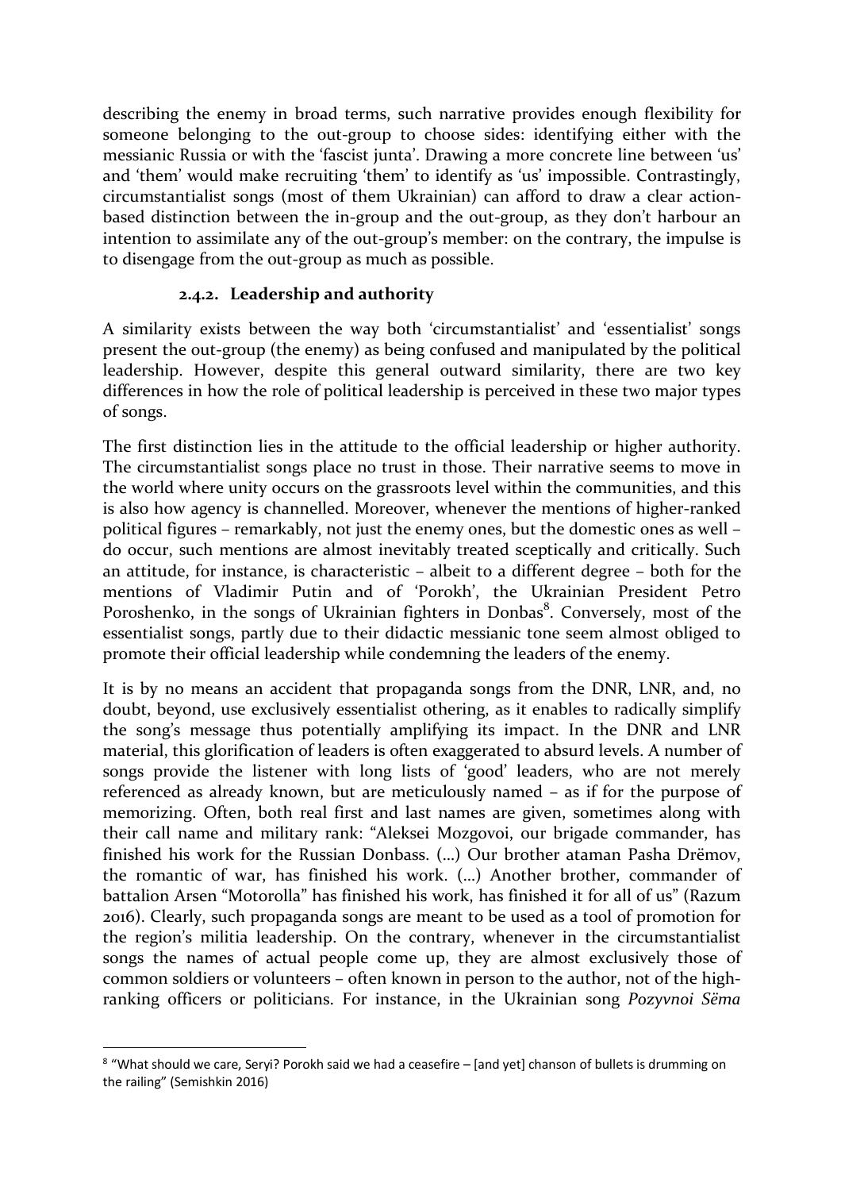describing the enemy in broad terms, such narrative provides enough flexibility for someone belonging to the out-group to choose sides: identifying either with the messianic Russia or with the 'fascist junta'. Drawing a more concrete line between 'us' and 'them' would make recruiting 'them' to identify as 'us' impossible. Contrastingly, circumstantialist songs (most of them Ukrainian) can afford to draw a clear action-based distinction between the in-group and the out-group, as they don't harbour an intention to assimilate any of the out-group's member: on the contrary, the impulse is to disengage from the out-group as much as possible.

### 2.4.2. Leadership and authority

A similarity exists between the way both 'circumstantialist' and 'essentialist' songs present the out-group (the enemy) as being confused and manipulated by the political leadership. However, despite this general outward similarity, there are two key differences in how the role of political leadership is perceived in these two major types of songs.

The first distinction lies in the attitude to the official leadership or higher authority. The circumstantialist songs place no trust in those. Their narrative seems to move in the world where unity occurs on the grassroots level within the communities, and this is also how agency is channelled. Moreover, whenever the mentions of higher-ranked political figures – remarkably, not just the enemy ones, but the domestic ones as well – do occur, such mentions are almost inevitably treated sceptically and critically. Such an attitude, for instance, is characteristic – albeit to a different degree – both for the mentions of Vladimir Putin and of 'Porokh', the Ukrainian President Petro Poroshenko, in the songs of Ukrainian fighters in Donbas[8]. Conversely, most of the essentialist songs, partly due to their didactic messianic tone seem almost obliged to promote their official leadership while condemning the leaders of the enemy.

It is by no means an accident that propaganda songs from the DNR, LNR, and, no doubt, beyond, use exclusively essentialist othering, as it enables to radically simplify the song's message thus potentially amplifying its impact. In the DNR and LNR material, this glorification of leaders is often exaggerated to absurd levels. A number of songs provide the listener with long lists of 'good' leaders, who are not merely referenced as already known, but are meticulously named – as if for the purpose of memorizing. Often, both real first and last names are given, sometimes along with their call name and military rank: "Aleksei Mozgovoi, our brigade commander, has finished his work for the Russian Donbass. (…) Our brother ataman Pasha Drëmov, the romantic of war, has finished his work. (…) Another brother, commander of battalion Arsen "Motorolla" has finished his work, has finished it for all of us" (Razum 2016). Clearly, such propaganda songs are meant to be used as a tool of promotion for the region's militia leadership. On the contrary, whenever in the circumstantialist songs the names of actual people come up, they are almost exclusively those of common soldiers or volunteers – often known in person to the author, not of the high-ranking officers or politicians. For instance, in the Ukrainian song *Pozyvnoi Sëma*

---

[8] "What should we care, Seryi? Porokh said we had a ceasefire – [and yet] chanson of bullets is drumming on the railing" (Semishkin 2016)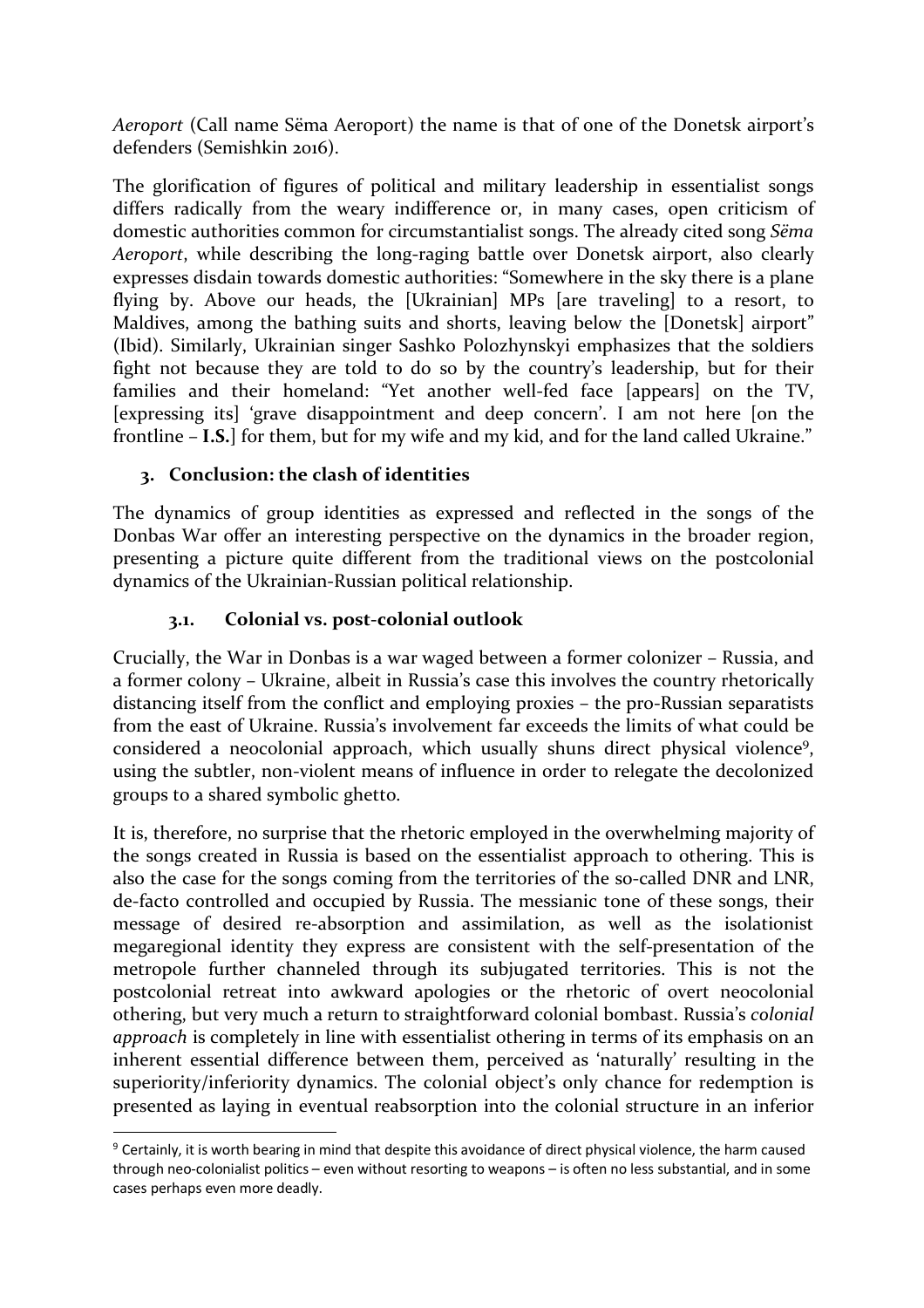*Aeroport* (Call name Sëma Aeroport) the name is that of one of the Donetsk airport's defenders (Semishkin 2016).

The glorification of figures of political and military leadership in essentialist songs differs radically from the weary indifference or, in many cases, open criticism of domestic authorities common for circumstantialist songs. The already cited song *Sëma Aeroport*, while describing the long-raging battle over Donetsk airport, also clearly expresses disdain towards domestic authorities: "Somewhere in the sky there is a plane flying by. Above our heads, the [Ukrainian] MPs [are traveling] to a resort, to Maldives, among the bathing suits and shorts, leaving below the [Donetsk] airport" (Ibid). Similarly, Ukrainian singer Sashko Polozhynskyi emphasizes that the soldiers fight not because they are told to do so by the country's leadership, but for their families and their homeland: "Yet another well-fed face [appears] on the TV, [expressing its] 'grave disappointment and deep concern'. I am not here [on the frontline – **I.S.**] for them, but for my wife and my kid, and for the land called Ukraine."

## 3. Conclusion: the clash of identities

The dynamics of group identities as expressed and reflected in the songs of the Donbas War offer an interesting perspective on the dynamics in the broader region, presenting a picture quite different from the traditional views on the postcolonial dynamics of the Ukrainian-Russian political relationship.

### 3.1. Colonial vs. post-colonial outlook

Crucially, the War in Donbas is a war waged between a former colonizer – Russia, and a former colony – Ukraine, albeit in Russia's case this involves the country rhetorically distancing itself from the conflict and employing proxies – the pro-Russian separatists from the east of Ukraine. Russia's involvement far exceeds the limits of what could be considered a neocolonial approach, which usually shuns direct physical violence[9], using the subtler, non-violent means of influence in order to relegate the decolonized groups to a shared symbolic ghetto.

It is, therefore, no surprise that the rhetoric employed in the overwhelming majority of the songs created in Russia is based on the essentialist approach to othering. This is also the case for the songs coming from the territories of the so-called DNR and LNR, de-facto controlled and occupied by Russia. The messianic tone of these songs, their message of desired re-absorption and assimilation, as well as the isolationist megaregional identity they express are consistent with the self-presentation of the metropole further channeled through its subjugated territories. This is not the postcolonial retreat into awkward apologies or the rhetoric of overt neocolonial othering, but very much a return to straightforward colonial bombast. Russia's *colonial approach* is completely in line with essentialist othering in terms of its emphasis on an inherent essential difference between them, perceived as 'naturally' resulting in the superiority/inferiority dynamics. The colonial object's only chance for redemption is presented as laying in eventual reabsorption into the colonial structure in an inferior

[9] Certainly, it is worth bearing in mind that despite this avoidance of direct physical violence, the harm caused through neo-colonialist politics – even without resorting to weapons – is often no less substantial, and in some cases perhaps even more deadly.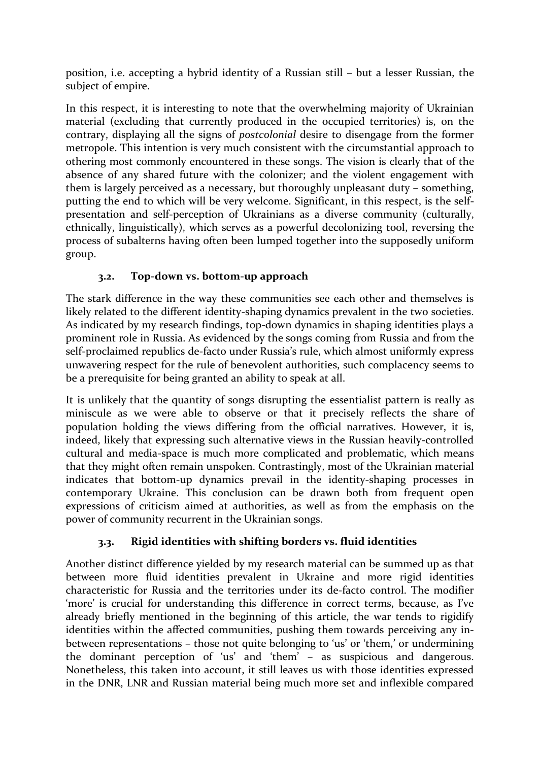position, i.e. accepting a hybrid identity of a Russian still – but a lesser Russian, the subject of empire.

In this respect, it is interesting to note that the overwhelming majority of Ukrainian material (excluding that currently produced in the occupied territories) is, on the contrary, displaying all the signs of *postcolonial* desire to disengage from the former metropole. This intention is very much consistent with the circumstantial approach to othering most commonly encountered in these songs. The vision is clearly that of the absence of any shared future with the colonizer; and the violent engagement with them is largely perceived as a necessary, but thoroughly unpleasant duty – something, putting the end to which will be very welcome. Significant, in this respect, is the self-presentation and self-perception of Ukrainians as a diverse community (culturally, ethnically, linguistically), which serves as a powerful decolonizing tool, reversing the process of subalterns having often been lumped together into the supposedly uniform group.

### 3.2. Top-down vs. bottom-up approach

The stark difference in the way these communities see each other and themselves is likely related to the different identity-shaping dynamics prevalent in the two societies. As indicated by my research findings, top-down dynamics in shaping identities plays a prominent role in Russia. As evidenced by the songs coming from Russia and from the self-proclaimed republics de-facto under Russia's rule, which almost uniformly express unwavering respect for the rule of benevolent authorities, such complacency seems to be a prerequisite for being granted an ability to speak at all.

It is unlikely that the quantity of songs disrupting the essentialist pattern is really as miniscule as we were able to observe or that it precisely reflects the share of population holding the views differing from the official narratives. However, it is, indeed, likely that expressing such alternative views in the Russian heavily-controlled cultural and media-space is much more complicated and problematic, which means that they might often remain unspoken. Contrastingly, most of the Ukrainian material indicates that bottom-up dynamics prevail in the identity-shaping processes in contemporary Ukraine. This conclusion can be drawn both from frequent open expressions of criticism aimed at authorities, as well as from the emphasis on the power of community recurrent in the Ukrainian songs.

### 3.3. Rigid identities with shifting borders vs. fluid identities

Another distinct difference yielded by my research material can be summed up as that between more fluid identities prevalent in Ukraine and more rigid identities characteristic for Russia and the territories under its de-facto control. The modifier 'more' is crucial for understanding this difference in correct terms, because, as I've already briefly mentioned in the beginning of this article, the war tends to rigidify identities within the affected communities, pushing them towards perceiving any in-between representations – those not quite belonging to 'us' or 'them,' or undermining the dominant perception of 'us' and 'them' – as suspicious and dangerous. Nonetheless, this taken into account, it still leaves us with those identities expressed in the DNR, LNR and Russian material being much more set and inflexible compared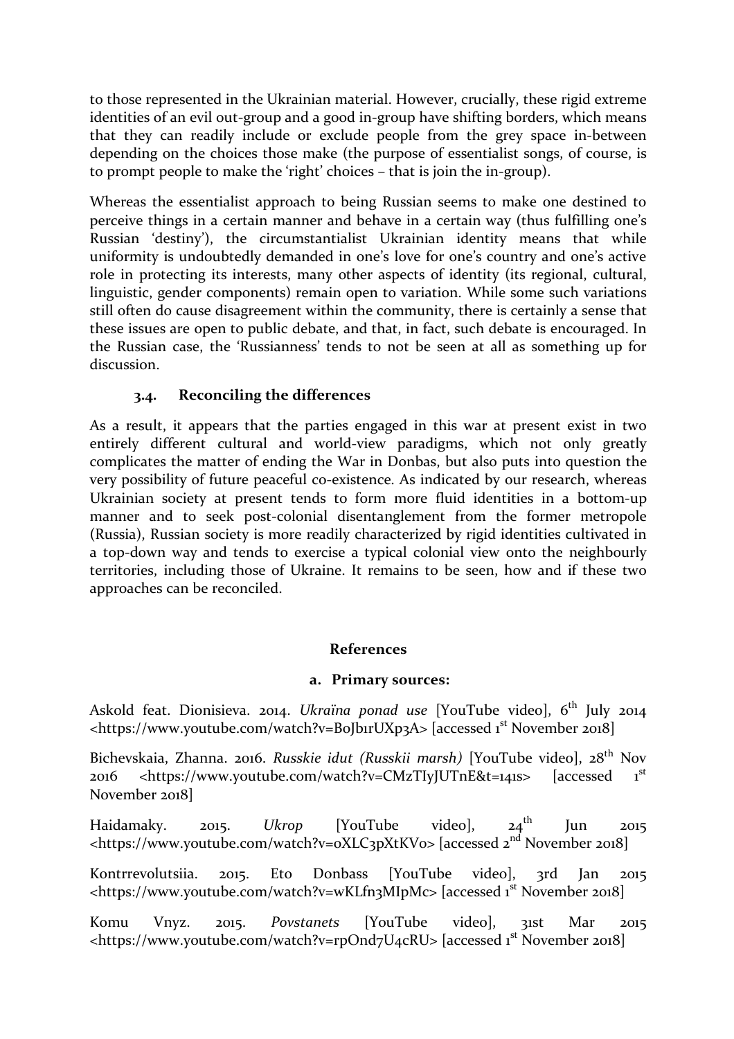to those represented in the Ukrainian material. However, crucially, these rigid extreme identities of an evil out-group and a good in-group have shifting borders, which means that they can readily include or exclude people from the grey space in-between depending on the choices those make (the purpose of essentialist songs, of course, is to prompt people to make the 'right' choices – that is join the in-group).

Whereas the essentialist approach to being Russian seems to make one destined to perceive things in a certain manner and behave in a certain way (thus fulfilling one's Russian 'destiny'), the circumstantialist Ukrainian identity means that while uniformity is undoubtedly demanded in one's love for one's country and one's active role in protecting its interests, many other aspects of identity (its regional, cultural, linguistic, gender components) remain open to variation. While some such variations still often do cause disagreement within the community, there is certainly a sense that these issues are open to public debate, and that, in fact, such debate is encouraged. In the Russian case, the 'Russianness' tends to not be seen at all as something up for discussion.

### 3.4. Reconciling the differences

As a result, it appears that the parties engaged in this war at present exist in two entirely different cultural and world-view paradigms, which not only greatly complicates the matter of ending the War in Donbas, but also puts into question the very possibility of future peaceful co-existence. As indicated by our research, whereas Ukrainian society at present tends to form more fluid identities in a bottom-up manner and to seek post-colonial disentanglement from the former metropole (Russia), Russian society is more readily characterized by rigid identities cultivated in a top-down way and tends to exercise a typical colonial view onto the neighbourly territories, including those of Ukraine. It remains to be seen, how and if these two approaches can be reconciled.

## References

### a. Primary sources:

Askold feat. Dionisieva. 2014. *Ukraïna ponad use* [YouTube video], 6th July 2014 <https://www.youtube.com/watch?v=BoJb1rUXp3A> [accessed 1st November 2018]

Bichevskaia, Zhanna. 2016. *Russkie idut (Russkii marsh)* [YouTube video], 28th Nov 2016 <https://www.youtube.com/watch?v=CMzTIyJUTnE&t=141s> [accessed 1st November 2018]

Haidamaky. 2015. *Ukrop* [YouTube video], 24th Jun 2015 <https://www.youtube.com/watch?v=oXLC3pXtKVo> [accessed 2nd November 2018]

Kontrrevolutsiia. 2015. Eto Donbass [YouTube video], 3rd Jan 2015 <https://www.youtube.com/watch?v=wKLfn3MIpMc> [accessed 1st November 2018]

Komu Vnyz. 2015. *Povstanets* [YouTube video], 31st Mar 2015 <https://www.youtube.com/watch?v=rpOnd7U4cRU> [accessed 1st November 2018]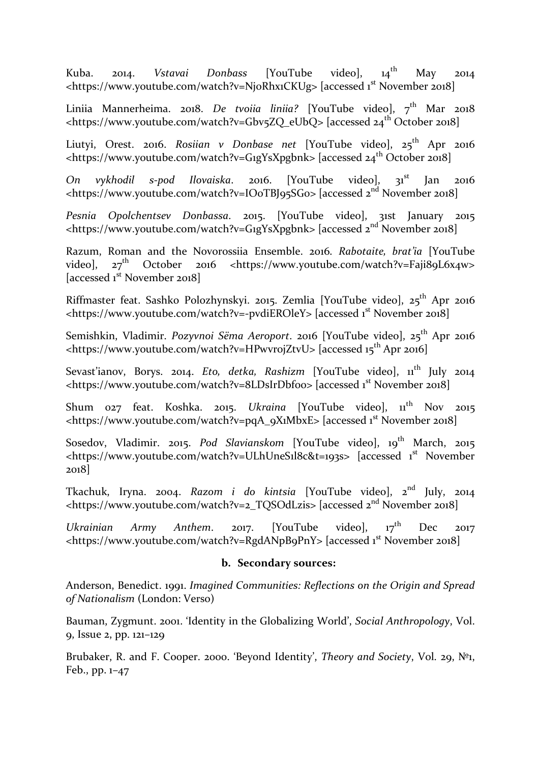Kuba. 2014. *Vstavai Donbass* [YouTube video], 14th May 2014 <https://www.youtube.com/watch?v=NjoRhx1CKUg> [accessed 1st November 2018]

Liniia Mannerheima. 2018. *De tvoiia liniia?* [YouTube video], 7th Mar 2018 <https://www.youtube.com/watch?v=Gbv5ZQ_eUbQ> [accessed 24th October 2018]

Liutyi, Orest. 2016. *Rosiian v Donbase net* [YouTube video], 25th Apr 2016 <https://www.youtube.com/watch?v=G1gYsXpgbnk> [accessed 24th October 2018]

*On vykhodil s-pod Ilovaiska*. 2016. [YouTube video], 31st Jan 2016 <https://www.youtube.com/watch?v=IOoTBJ95SGo> [accessed 2nd November 2018]

*Pesnia Opolchentsev Donbassa*. 2015. [YouTube video], 31st January 2015 <https://www.youtube.com/watch?v=G1gYsXpgbnk> [accessed 2nd November 2018]

Razum, Roman and the Novorossiia Ensemble. 2016. *Rabotaite, brat'ia* [YouTube video], 27th October 2016 <https://www.youtube.com/watch?v=Faji89L6x4w> [accessed 1st November 2018]

Riffmaster feat. Sashko Polozhynskyi. 2015. Zemlia [YouTube video], 25th Apr 2016 <https://www.youtube.com/watch?v=-pvdiEROleY> [accessed 1st November 2018]

Semishkin, Vladimir. *Pozyvnoi Sëma Aeroport*. 2016 [YouTube video], 25th Apr 2016 <https://www.youtube.com/watch?v=HPwvrojZtvU> [accessed 15th Apr 2016]

Sevast'ianov, Borys. 2014. *Eto, detka, Rashizm* [YouTube video], 11th July 2014 <https://www.youtube.com/watch?v=8LDsIrDbfoo> [accessed 1st November 2018]

Shum 027 feat. Koshka. 2015. *Ukraina* [YouTube video], 11th Nov 2015 <https://www.youtube.com/watch?v=pqA_9X1MbxE> [accessed 1st November 2018]

Sosedov, Vladimir. 2015. *Pod Slavianskom* [YouTube video], 19th March, 2015 <https://www.youtube.com/watch?v=ULhUneS1l8c&t=193s> [accessed 1st November 2018]

Tkachuk, Iryna. 2004. *Razom i do kintsia* [YouTube video], 2nd July, 2014 <https://www.youtube.com/watch?v=2_TQSOdLzis> [accessed 2nd November 2018]

*Ukrainian Army Anthem*. 2017. [YouTube video], 17th Dec 2017 <https://www.youtube.com/watch?v=RgdANpB9PnY> [accessed 1st November 2018]

**b. Secondary sources:**

Anderson, Benedict. 1991. *Imagined Communities: Reflections on the Origin and Spread of Nationalism* (London: Verso)

Bauman, Zygmunt. 2001. 'Identity in the Globalizing World', *Social Anthropology*, Vol. 9, Issue 2, pp. 121–129

Brubaker, R. and F. Cooper. 2000. 'Beyond Identity', *Theory and Society*, Vol. 29, №1, Feb., pp. 1–47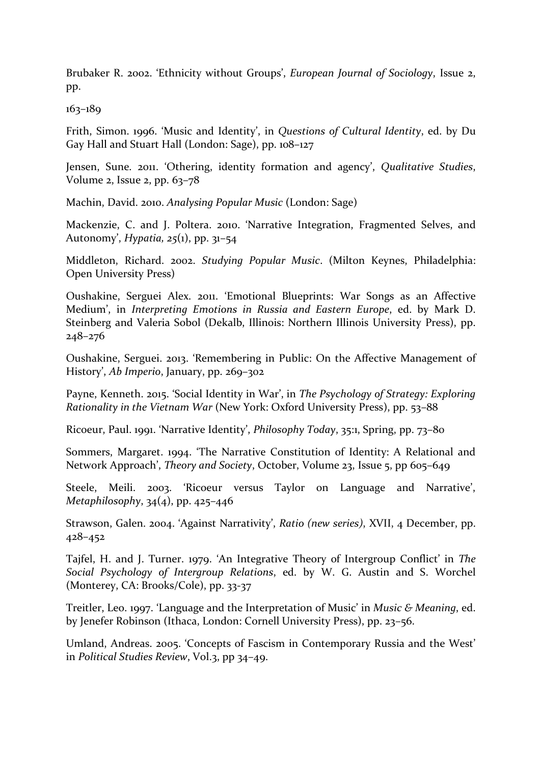Brubaker R. 2002. 'Ethnicity without Groups', *European Journal of Sociology*, Issue 2, pp.

163–189

Frith, Simon. 1996. 'Music and Identity', in *Questions of Cultural Identity*, ed. by Du Gay Hall and Stuart Hall (London: Sage), pp. 108–127

Jensen, Sune. 2011. 'Othering, identity formation and agency', *Qualitative Studies*, Volume 2, Issue 2, pp. 63–78

Machin, David. 2010. *Analysing Popular Music* (London: Sage)

Mackenzie, C. and J. Poltera. 2010. 'Narrative Integration, Fragmented Selves, and Autonomy', *Hypatia, 25*(1), pp. 31–54

Middleton, Richard. 2002. *Studying Popular Music*. (Milton Keynes, Philadelphia: Open University Press)

Oushakine, Serguei Alex. 2011. 'Emotional Blueprints: War Songs as an Affective Medium', in *Interpreting Emotions in Russia and Eastern Europe*, ed. by Mark D. Steinberg and Valeria Sobol (Dekalb, Illinois: Northern Illinois University Press), pp. 248–276

Oushakine, Serguei. 2013. 'Remembering in Public: On the Affective Management of History', *Ab Imperio*, January, pp. 269–302

Payne, Kenneth. 2015. 'Social Identity in War', in *The Psychology of Strategy: Exploring Rationality in the Vietnam War* (New York: Oxford University Press), pp. 53–88

Ricoeur, Paul. 1991. 'Narrative Identity', *Philosophy Today*, 35:1, Spring, pp. 73–80

Sommers, Margaret. 1994. 'The Narrative Constitution of Identity: A Relational and Network Approach', *Theory and Society*, October, Volume 23, Issue 5, pp 605–649

Steele, Meili. 2003. 'Ricoeur versus Taylor on Language and Narrative', *Metaphilosophy*, 34(4), pp. 425–446

Strawson, Galen. 2004. 'Against Narrativity', *Ratio (new series)*, XVII, 4 December, pp. 428–452

Tajfel, H. and J. Turner. 1979. 'An Integrative Theory of Intergroup Conflict' in *The Social Psychology of Intergroup Relations*, ed. by W. G. Austin and S. Worchel (Monterey, CA: Brooks/Cole), pp. 33-37

Treitler, Leo. 1997. 'Language and the Interpretation of Music' in *Music & Meaning*, ed. by Jenefer Robinson (Ithaca, London: Cornell University Press), pp. 23–56.

Umland, Andreas. 2005. 'Concepts of Fascism in Contemporary Russia and the West' in *Political Studies Review*, Vol.3, pp 34–49.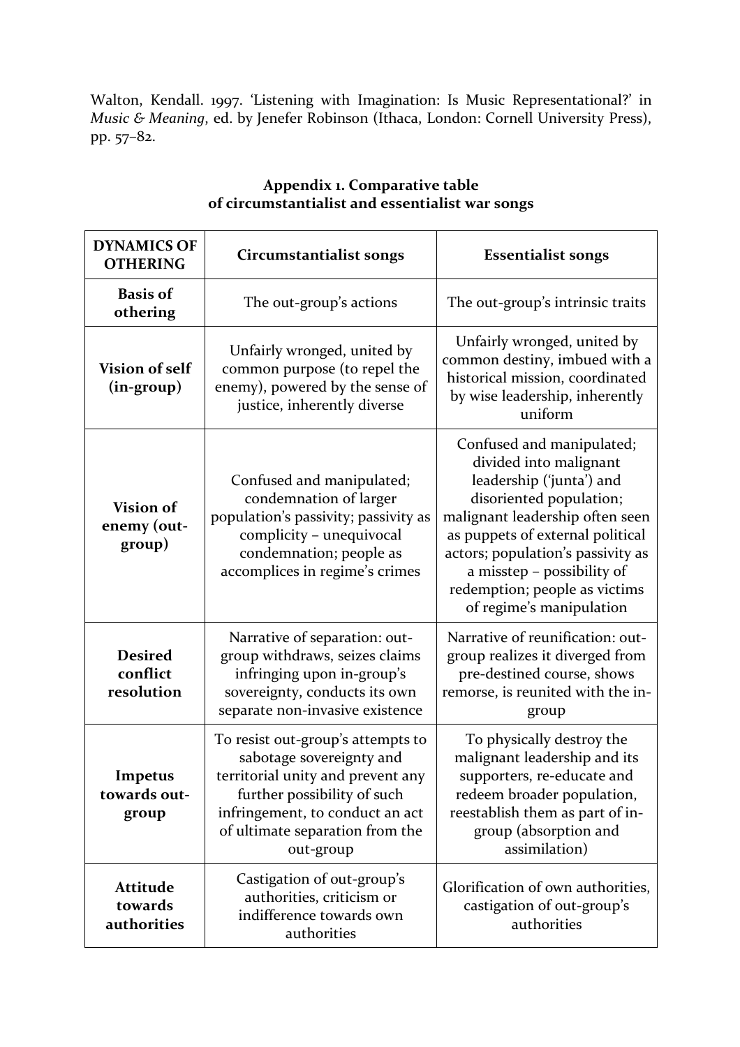Walton, Kendall. 1997. 'Listening with Imagination: Is Music Representational?' in *Music & Meaning*, ed. by Jenefer Robinson (Ithaca, London: Cornell University Press), pp. 57–82.

## Appendix 1. Comparative table of circumstantialist and essentialist war songs

| DYNAMICS OF OTHERING | Circumstantialist songs | Essentialist songs |
|---|---|---|
| **Basis of othering** | The out-group's actions | The out-group's intrinsic traits |
| **Vision of self (in-group)** | Unfairly wronged, united by common purpose (to repel the enemy), powered by the sense of justice, inherently diverse | Unfairly wronged, united by common destiny, imbued with a historical mission, coordinated by wise leadership, inherently uniform |
| **Vision of enemy (out-group)** | Confused and manipulated; condemnation of larger population's passivity; passivity as complicity – unequivocal condemnation; people as accomplices in regime's crimes | Confused and manipulated; divided into malignant leadership ('junta') and disoriented population; malignant leadership often seen as puppets of external political actors; population's passivity as a misstep – possibility of redemption; people as victims of regime's manipulation |
| **Desired conflict resolution** | Narrative of separation: out-group withdraws, seizes claims infringing upon in-group's sovereignty, conducts its own separate non-invasive existence | Narrative of reunification: out-group realizes it diverged from pre-destined course, shows remorse, is reunited with the in-group |
| **Impetus towards out-group** | To resist out-group's attempts to sabotage sovereignty and territorial unity and prevent any further possibility of such infringement, to conduct an act of ultimate separation from the out-group | To physically destroy the malignant leadership and its supporters, re-educate and redeem broader population, reestablish them as part of in-group (absorption and assimilation) |
| **Attitude towards authorities** | Castigation of out-group's authorities, criticism or indifference towards own authorities | Glorification of own authorities, castigation of out-group's authorities |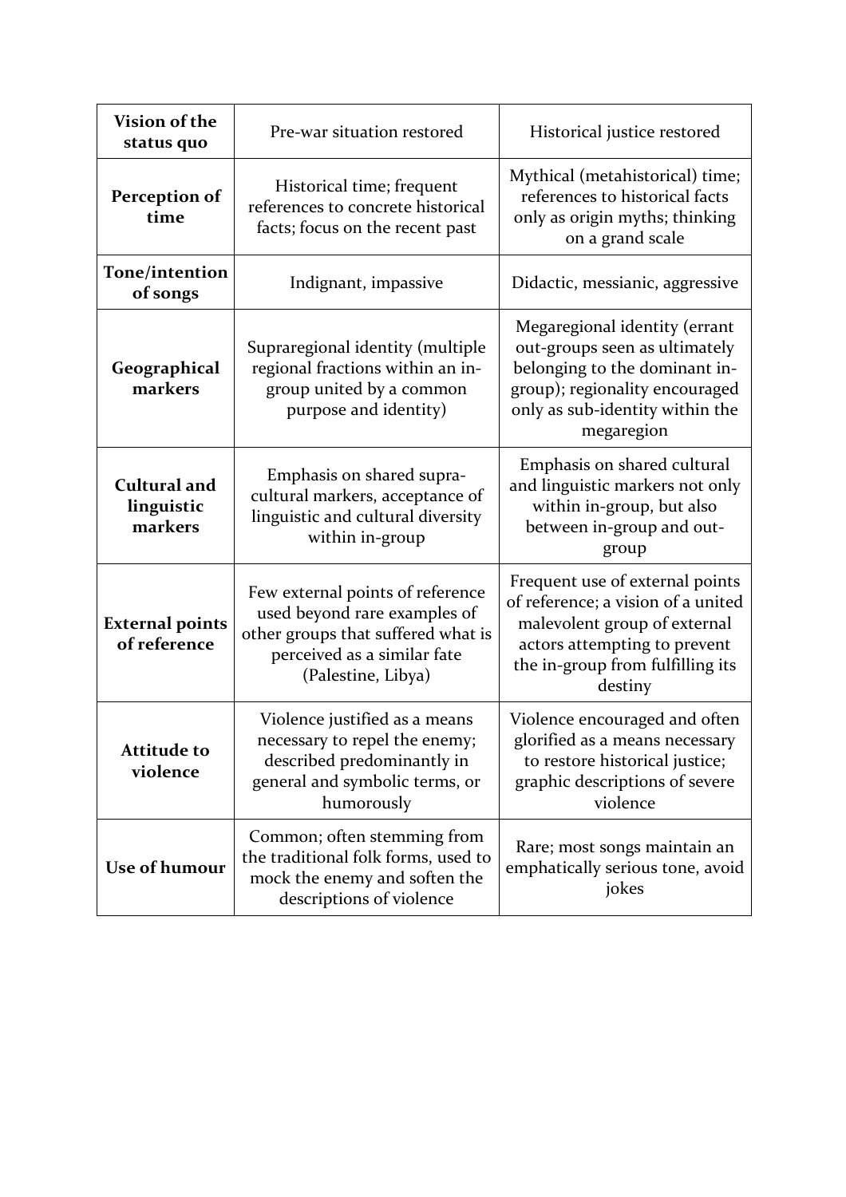| | | |
|---|---|---|
| **Vision of the status quo** | Pre-war situation restored | Historical justice restored |
| **Perception of time** | Historical time; frequent references to concrete historical facts; focus on the recent past | Mythical (metahistorical) time; references to historical facts only as origin myths; thinking on a grand scale |
| **Tone/intention of songs** | Indignant, impassive | Didactic, messianic, aggressive |
| **Geographical markers** | Supraregional identity (multiple regional fractions within an in-group united by a common purpose and identity) | Megaregional identity (errant out-groups seen as ultimately belonging to the dominant in-group); regionality encouraged only as sub-identity within the megaregion |
| **Cultural and linguistic markers** | Emphasis on shared supra-cultural markers, acceptance of linguistic and cultural diversity within in-group | Emphasis on shared cultural and linguistic markers not only within in-group, but also between in-group and out-group |
| **External points of reference** | Few external points of reference used beyond rare examples of other groups that suffered what is perceived as a similar fate (Palestine, Libya) | Frequent use of external points of reference; a vision of a united malevolent group of external actors attempting to prevent the in-group from fulfilling its destiny |
| **Attitude to violence** | Violence justified as a means necessary to repel the enemy; described predominantly in general and symbolic terms, or humorously | Violence encouraged and often glorified as a means necessary to restore historical justice; graphic descriptions of severe violence |
| **Use of humour** | Common; often stemming from the traditional folk forms, used to mock the enemy and soften the descriptions of violence | Rare; most songs maintain an emphatically serious tone, avoid jokes |